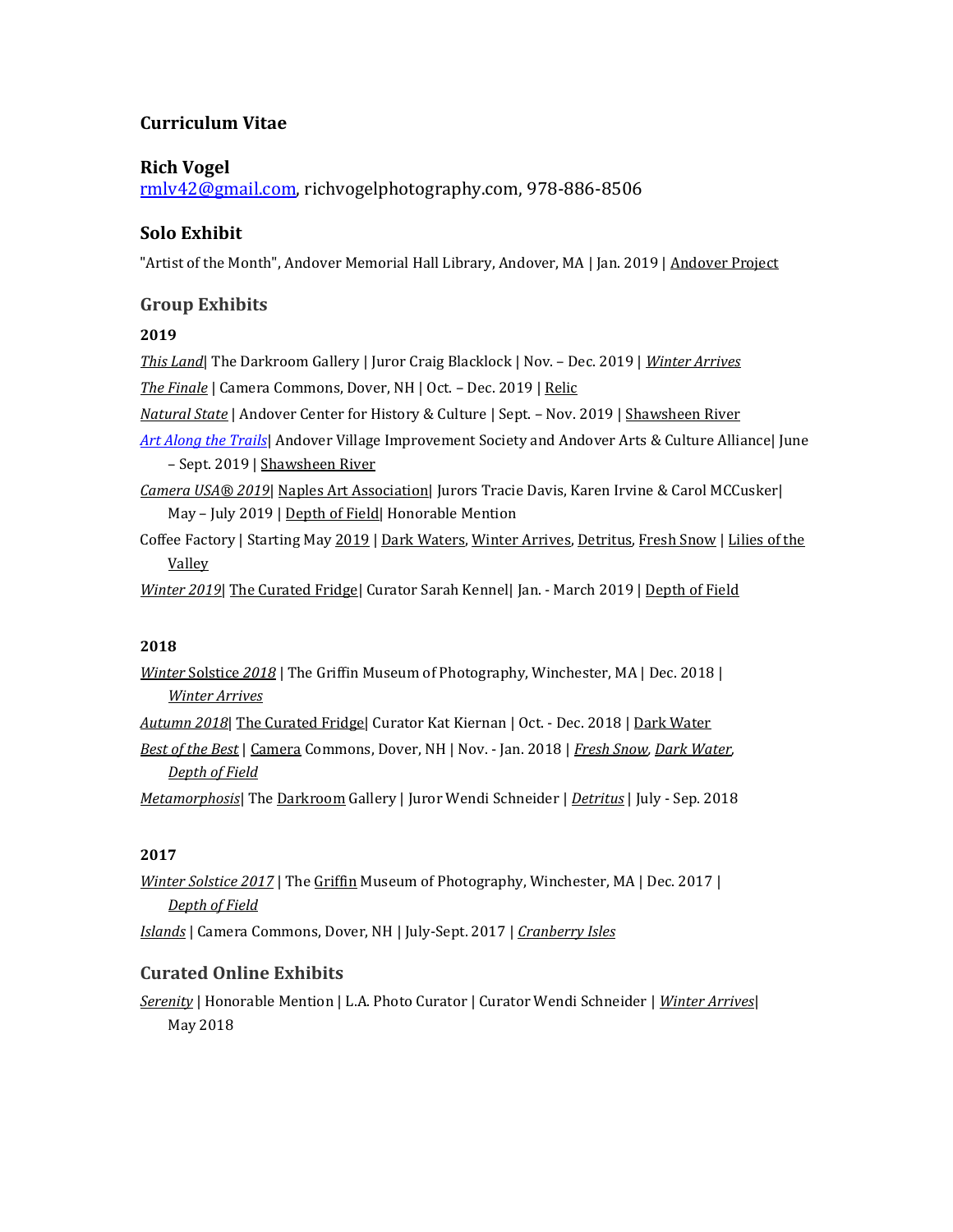### Curriculum Vitae

### Rich Vogel

rmlv42@gmail.com, richvogelphotography.com, 978-886-8506

### Solo Exhibit

"Artist of the Month", Andover Memorial Hall Library, Andover, MA | Jan. 2019 | Andover Project

## Group Exhibits

**2019**

*This Land*| The Darkroom Gallery | Juror Craig Blacklock | Nov. – Dec. 2019 | *Winter Arrives*

*The Finale* | Camera Commons, Dover, NH | Oct. – Dec. 2019 | Relic

*Natural State* | Andover Center for History & Culture | Sept. – Nov. 2019 | Shawsheen River

*Art Along the Trails*| Andover Village Improvement Society and Andover Arts & Culture Alliance| June – Sept. 2019 | Shawsheen River

*Camera USA® 2019*| Naples Art Association| Jurors Tracie Davis, Karen Irvine & Carol MCCusker| May – July 2019 | Depth of Field| Honorable Mention

Coffee Factory | Starting May 2019 | Dark Waters, Winter Arrives, Detritus, Fresh Snow | Lilies of the Valley

*Winter 2019*| The Curated Fridge| Curator Sarah Kennel| Jan. - March 2019 | Depth of Field

**2018**

*Winter* Solstice *2018* | The Griffin Museum of Photography, Winchester, MA | Dec. 2018 | *Winter Arrives*

*Autumn 2018*| The Curated Fridge| Curator Kat Kiernan | Oct. - Dec. 2018 | Dark Water

*Best of the Best* | Camera Commons, Dover, NH | Nov. - Jan. 2018 | *Fresh Snow*, *Dark Water*, *Depth of Field*

*Metamorphosis*| The Darkroom Gallery | Juror Wendi Schneider | *Detritus* | July - Sep. 2018

**2017**

*Winter Solstice 2017* | The Griffin Museum of Photography, Winchester, MA | Dec. 2017 | *Depth of Field*

*Islands* | Camera Commons, Dover, NH | July-Sept. 2017 | *Cranberry Isles*

## Curated Online Exhibits

*Serenity* | Honorable Mention | L.A. Photo Curator | Curator Wendi Schneider | *Winter Arrives*| May 2018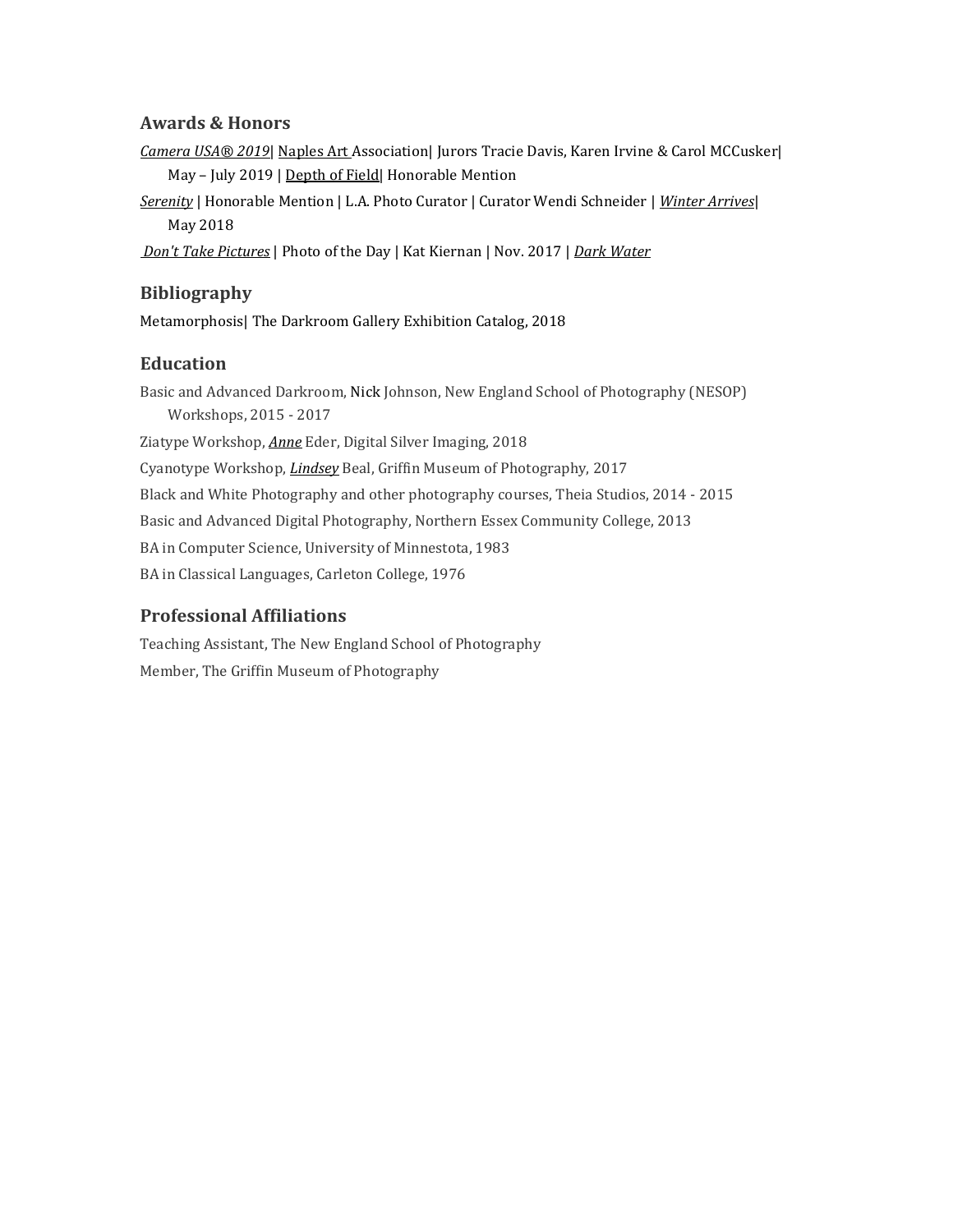## Awards & Honors

*Camera USA® 2019*| Naples Art Association| Jurors Tracie Davis, Karen Irvine & Carol MCCusker| May – July 2019 | Depth of Field| Honorable Mention

*Serenity* | Honorable Mention | L.A. Photo Curator | Curator Wendi Schneider | *Winter Arrives*| May 2018

*Don't Take Pictures* | Photo of the Day | Kat Kiernan | Nov. 2017 | *Dark Water*

## Bibliography

Metamorphosis| The Darkroom Gallery Exhibition Catalog, 2018

## Education

Basic and Advanced Darkroom, Nick Johnson, New England School of Photography (NESOP) Workshops, 2015 - 2017

Ziatype Workshop, *Anne* Eder, Digital Silver Imaging, 2018

Cyanotype Workshop, *Lindsey* Beal, Griffin Museum of Photography, 2017

Black and White Photography and other photography courses, Theia Studios, 2014 - 2015

Basic and Advanced Digital Photography, Northern Essex Community College, 2013

BA in Computer Science, University of Minnesota, 1983

BA in Classical Languages, Carleton College, 1976

## Professional Affiliations

Teaching Assistant, The New England School of Photography

Member, The Griffin Museum of Photography